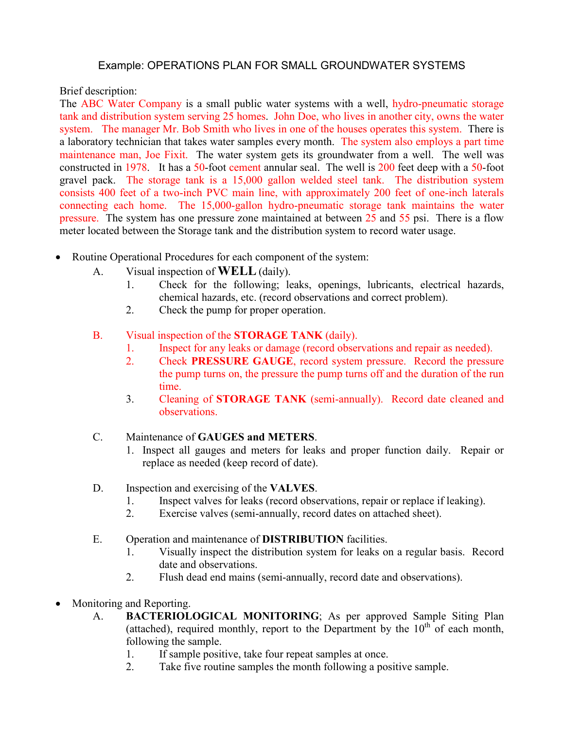# Example: OPERATIONS PLAN FOR SMALL GROUNDWATER SYSTEMS

Brief description:

The ABC Water Company is a small public water systems with a well, hydro-pneumatic storage tank and distribution system serving 25 homes. John Doe, who lives in another city, owns the water system. The manager Mr. Bob Smith who lives in one of the houses operates this system. There is a laboratory technician that takes water samples every month. The system also employs a part time maintenance man, Joe Fixit. The water system gets its groundwater from a well. The well was constructed in 1978. It has a 50-foot cement annular seal. The well is 200 feet deep with a 50-foot gravel pack. The storage tank is a 15,000 gallon welded steel tank. The distribution system consists 400 feet of a two-inch PVC main line, with approximately 200 feet of one-inch laterals connecting each home. The 15,000-gallon hydro-pneumatic storage tank maintains the water pressure. The system has one pressure zone maintained at between 25 and 55 psi. There is a flow meter located between the Storage tank and the distribution system to record water usage.

- Routine Operational Procedures for each component of the system:
  - A. Visual inspection of **WELL** (daily).
    1. Check for the following; leaks, openings, lubricants, electrical hazards, chemical hazards, etc. (record observations and correct problem).
    2. Check the pump for proper operation.
  - B. Visual inspection of the **STORAGE TANK** (daily).
    1. Inspect for any leaks or damage (record observations and repair as needed).
    2. Check **PRESSURE GAUGE**, record system pressure. Record the pressure the pump turns on, the pressure the pump turns off and the duration of the run time.
    3. Cleaning of **STORAGE TANK** (semi-annually). Record date cleaned and observations.
  - C. Maintenance of **GAUGES and METERS**.
    1. Inspect all gauges and meters for leaks and proper function daily. Repair or replace as needed (keep record of date).
  - D. Inspection and exercising of the **VALVES**.
    1. Inspect valves for leaks (record observations, repair or replace if leaking).
    2. Exercise valves (semi-annually, record dates on attached sheet).
  - E. Operation and maintenance of **DISTRIBUTION** facilities.
    1. Visually inspect the distribution system for leaks on a regular basis. Record date and observations.
    2. Flush dead end mains (semi-annually, record date and observations).

- Monitoring and Reporting.
  - A. **BACTERIOLOGICAL MONITORING**; As per approved Sample Siting Plan (attached), required monthly, report to the Department by the 10th of each month, following the sample.
    1. If sample positive, take four repeat samples at once.
    2. Take five routine samples the month following a positive sample.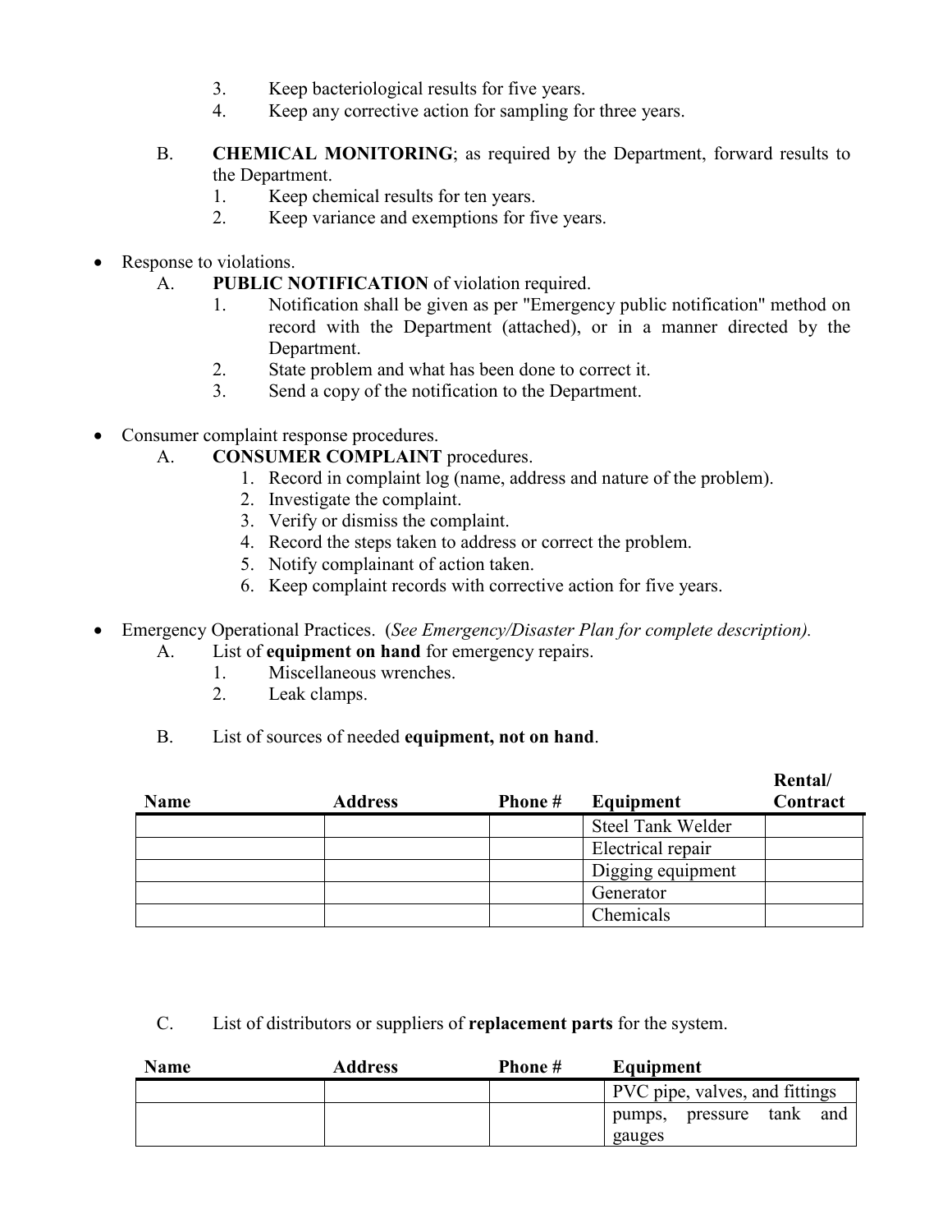3. Keep bacteriological results for five years.
4. Keep any corrective action for sampling for three years.

B. **CHEMICAL MONITORING**; as required by the Department, forward results to the Department.
   1. Keep chemical results for ten years.
   2. Keep variance and exemptions for five years.

- Response to violations.
  A. **PUBLIC NOTIFICATION** of violation required.
     1. Notification shall be given as per "Emergency public notification" method on record with the Department (attached), or in a manner directed by the Department.
     2. State problem and what has been done to correct it.
     3. Send a copy of the notification to the Department.

- Consumer complaint response procedures.
  A. **CONSUMER COMPLAINT** procedures.
     1. Record in complaint log (name, address and nature of the problem).
     2. Investigate the complaint.
     3. Verify or dismiss the complaint.
     4. Record the steps taken to address or correct the problem.
     5. Notify complainant of action taken.
     6. Keep complaint records with corrective action for five years.

- Emergency Operational Practices. (*See Emergency/Disaster Plan for complete description).*
  A. List of **equipment on hand** for emergency repairs.
     1. Miscellaneous wrenches.
     2. Leak clamps.

  B. List of sources of needed **equipment, not on hand**.

| Name | Address | Phone # | Equipment | Rental/ Contract |
|---|---|---|---|---|
| | | | Steel Tank Welder | |
| | | | Electrical repair | |
| | | | Digging equipment | |
| | | | Generator | |
| | | | Chemicals | |

  C. List of distributors or suppliers of **replacement parts** for the system.

| Name | Address | Phone # | Equipment |
|---|---|---|---|
| | | | PVC pipe, valves, and fittings |
| | | | pumps, pressure tank and gauges |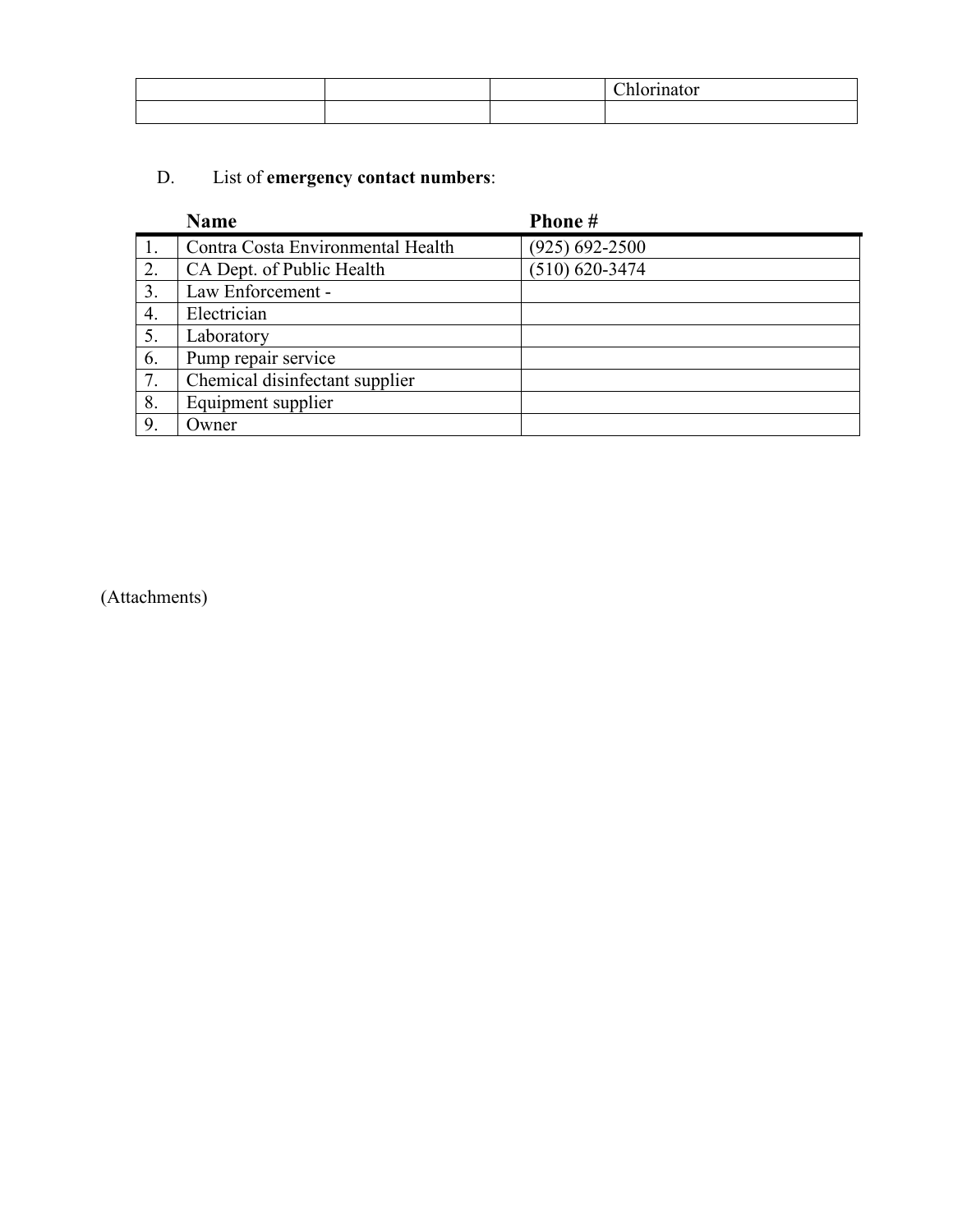| | | | |
|---|---|---|---|
| | | | Chlorinator |
| | | | |

D. List of **emergency contact numbers**:

| | Name | Phone # |
|---|---|---|
| 1. | Contra Costa Environmental Health | (925) 692-2500 |
| 2. | CA Dept. of Public Health | (510) 620-3474 |
| 3. | Law Enforcement - | |
| 4. | Electrician | |
| 5. | Laboratory | |
| 6. | Pump repair service | |
| 7. | Chemical disinfectant supplier | |
| 8. | Equipment supplier | |
| 9. | Owner | |

(Attachments)